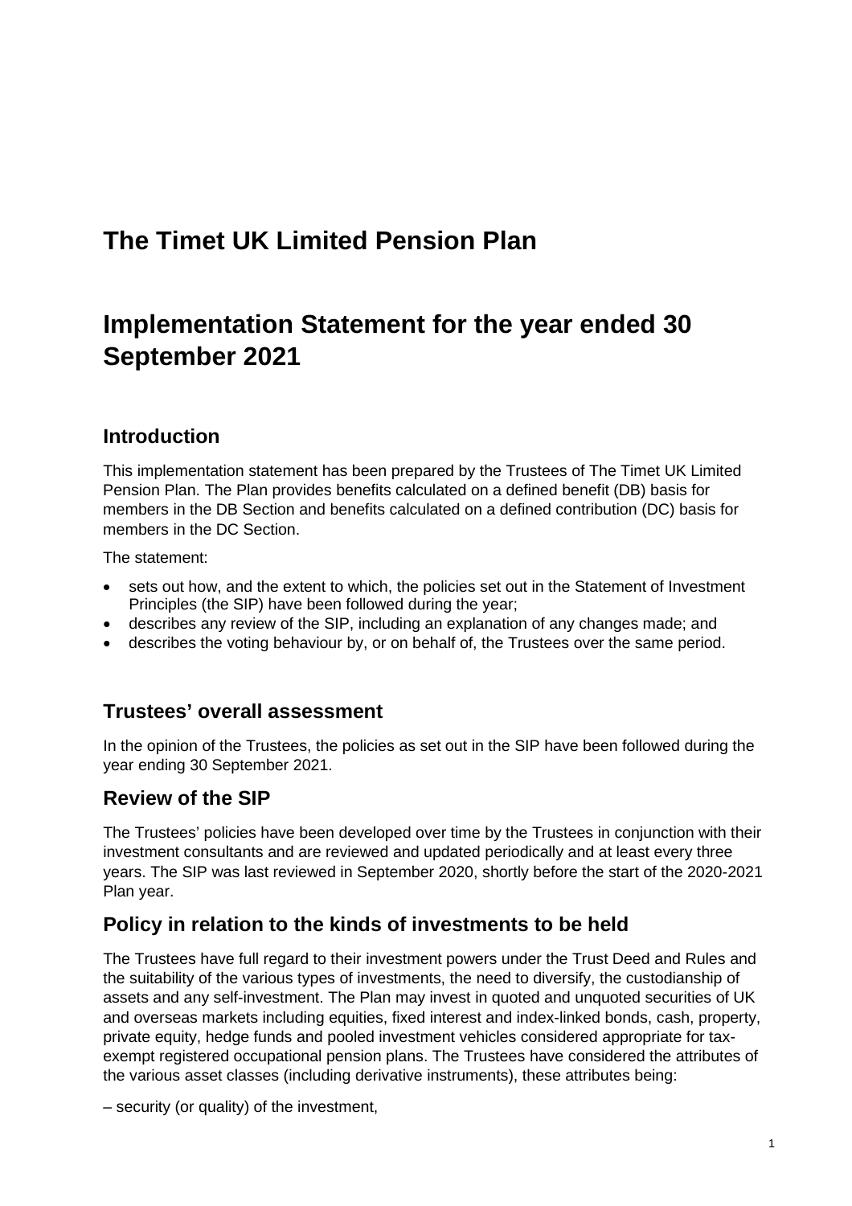# The Timet UK Limited Pension Plan

# Implementation Statement for the year ended 30 September 2021

## Introduction

This implementation statement has been prepared by the Trustees of The Timet UK Limited Pension Plan. The Plan provides benefits calculated on a defined benefit (DB) basis for members in the DB Section and benefits calculated on a defined contribution (DC) basis for members in the DC Section.

The statement:

- sets out how, and the extent to which, the policies set out in the Statement of Investment Principles (the SIP) have been followed during the year;
- describes any review of the SIP, including an explanation of any changes made; and
- describes the voting behaviour by, or on behalf of, the Trustees over the same period.

## Trustees' overall assessment

In the opinion of the Trustees, the policies as set out in the SIP have been followed during the year ending 30 September 2021.

## Review of the SIP

The Trustees' policies have been developed over time by the Trustees in conjunction with their investment consultants and are reviewed and updated periodically and at least every three years. The SIP was last reviewed in September 2020, shortly before the start of the 2020-2021 Plan year.

## Policy in relation to the kinds of investments to be held

The Trustees have full regard to their investment powers under the Trust Deed and Rules and the suitability of the various types of investments, the need to diversify, the custodianship of assets and any self-investment. The Plan may invest in quoted and unquoted securities of UK and overseas markets including equities, fixed interest and index-linked bonds, cash, property, private equity, hedge funds and pooled investment vehicles considered appropriate for tax-exempt registered occupational pension plans. The Trustees have considered the attributes of the various asset classes (including derivative instruments), these attributes being:

– security (or quality) of the investment,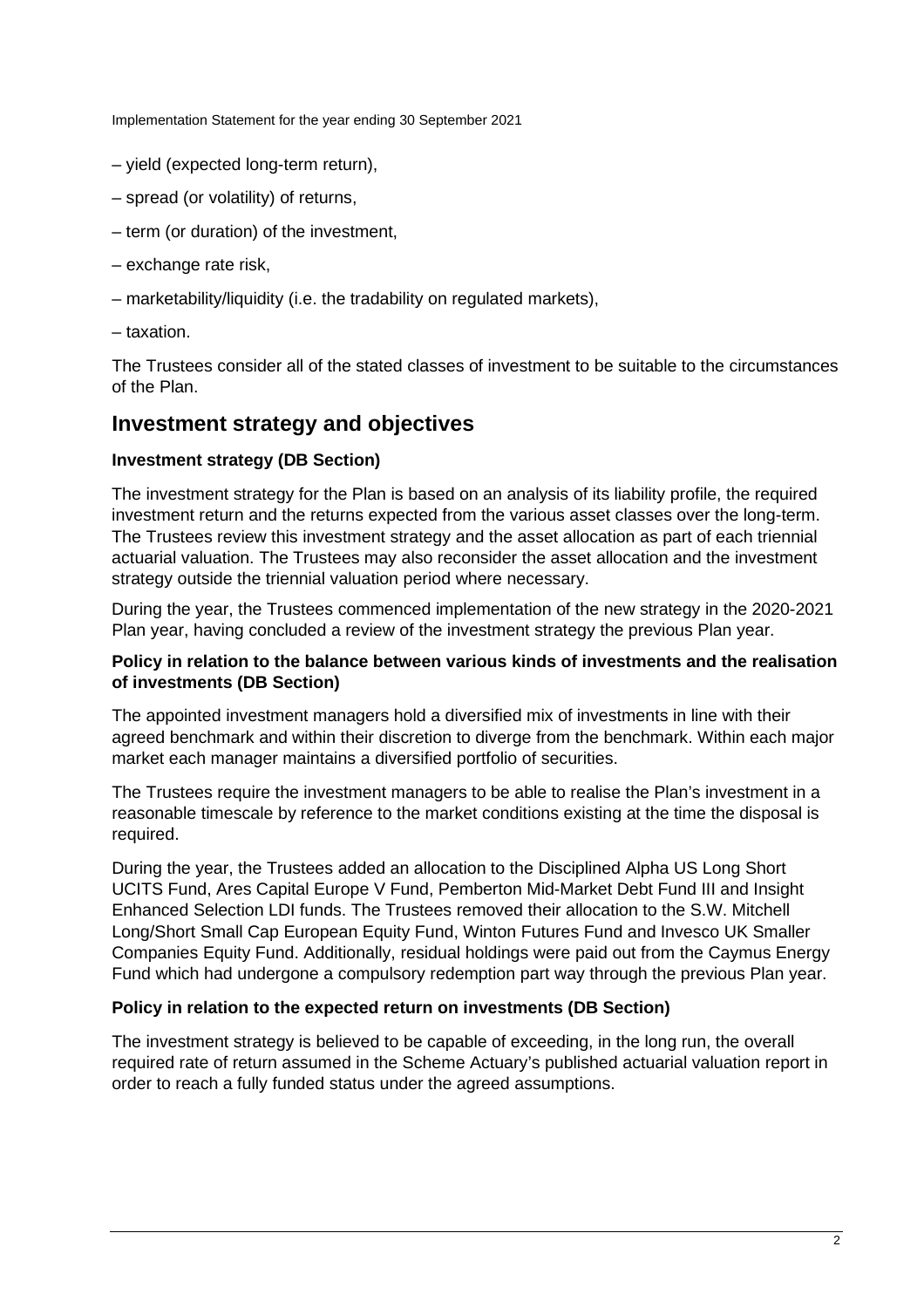– yield (expected long-term return),

– spread (or volatility) of returns,

– term (or duration) of the investment,

– exchange rate risk,

– marketability/liquidity (i.e. the tradability on regulated markets),

– taxation.

The Trustees consider all of the stated classes of investment to be suitable to the circumstances of the Plan.

## Investment strategy and objectives

**Investment strategy (DB Section)**

The investment strategy for the Plan is based on an analysis of its liability profile, the required investment return and the returns expected from the various asset classes over the long-term. The Trustees review this investment strategy and the asset allocation as part of each triennial actuarial valuation. The Trustees may also reconsider the asset allocation and the investment strategy outside the triennial valuation period where necessary.

During the year, the Trustees commenced implementation of the new strategy in the 2020-2021 Plan year, having concluded a review of the investment strategy the previous Plan year.

**Policy in relation to the balance between various kinds of investments and the realisation of investments (DB Section)**

The appointed investment managers hold a diversified mix of investments in line with their agreed benchmark and within their discretion to diverge from the benchmark. Within each major market each manager maintains a diversified portfolio of securities.

The Trustees require the investment managers to be able to realise the Plan's investment in a reasonable timescale by reference to the market conditions existing at the time the disposal is required.

During the year, the Trustees added an allocation to the Disciplined Alpha US Long Short UCITS Fund, Ares Capital Europe V Fund, Pemberton Mid-Market Debt Fund III and Insight Enhanced Selection LDI funds. The Trustees removed their allocation to the S.W. Mitchell Long/Short Small Cap European Equity Fund, Winton Futures Fund and Invesco UK Smaller Companies Equity Fund. Additionally, residual holdings were paid out from the Caymus Energy Fund which had undergone a compulsory redemption part way through the previous Plan year.

**Policy in relation to the expected return on investments (DB Section)**

The investment strategy is believed to be capable of exceeding, in the long run, the overall required rate of return assumed in the Scheme Actuary's published actuarial valuation report in order to reach a fully funded status under the agreed assumptions.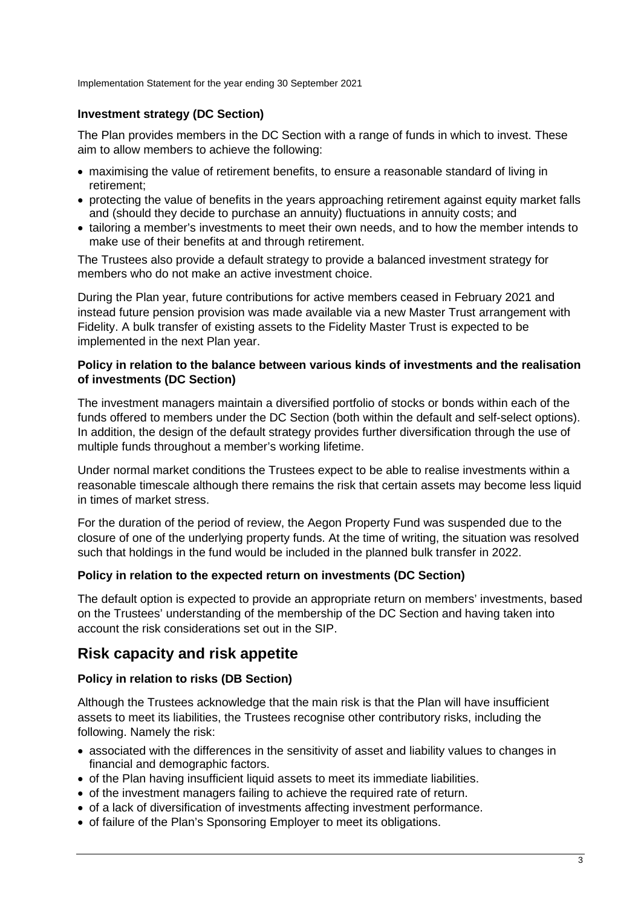**Investment strategy (DC Section)**

The Plan provides members in the DC Section with a range of funds in which to invest. These aim to allow members to achieve the following:

- maximising the value of retirement benefits, to ensure a reasonable standard of living in retirement;
- protecting the value of benefits in the years approaching retirement against equity market falls and (should they decide to purchase an annuity) fluctuations in annuity costs; and
- tailoring a member's investments to meet their own needs, and to how the member intends to make use of their benefits at and through retirement.

The Trustees also provide a default strategy to provide a balanced investment strategy for members who do not make an active investment choice.

During the Plan year, future contributions for active members ceased in February 2021 and instead future pension provision was made available via a new Master Trust arrangement with Fidelity. A bulk transfer of existing assets to the Fidelity Master Trust is expected to be implemented in the next Plan year.

**Policy in relation to the balance between various kinds of investments and the realisation of investments (DC Section)**

The investment managers maintain a diversified portfolio of stocks or bonds within each of the funds offered to members under the DC Section (both within the default and self-select options). In addition, the design of the default strategy provides further diversification through the use of multiple funds throughout a member's working lifetime.

Under normal market conditions the Trustees expect to be able to realise investments within a reasonable timescale although there remains the risk that certain assets may become less liquid in times of market stress.

For the duration of the period of review, the Aegon Property Fund was suspended due to the closure of one of the underlying property funds. At the time of writing, the situation was resolved such that holdings in the fund would be included in the planned bulk transfer in 2022.

**Policy in relation to the expected return on investments (DC Section)**

The default option is expected to provide an appropriate return on members' investments, based on the Trustees' understanding of the membership of the DC Section and having taken into account the risk considerations set out in the SIP.

## Risk capacity and risk appetite

**Policy in relation to risks (DB Section)**

Although the Trustees acknowledge that the main risk is that the Plan will have insufficient assets to meet its liabilities, the Trustees recognise other contributory risks, including the following. Namely the risk:

- associated with the differences in the sensitivity of asset and liability values to changes in financial and demographic factors.
- of the Plan having insufficient liquid assets to meet its immediate liabilities.
- of the investment managers failing to achieve the required rate of return.
- of a lack of diversification of investments affecting investment performance.
- of failure of the Plan's Sponsoring Employer to meet its obligations.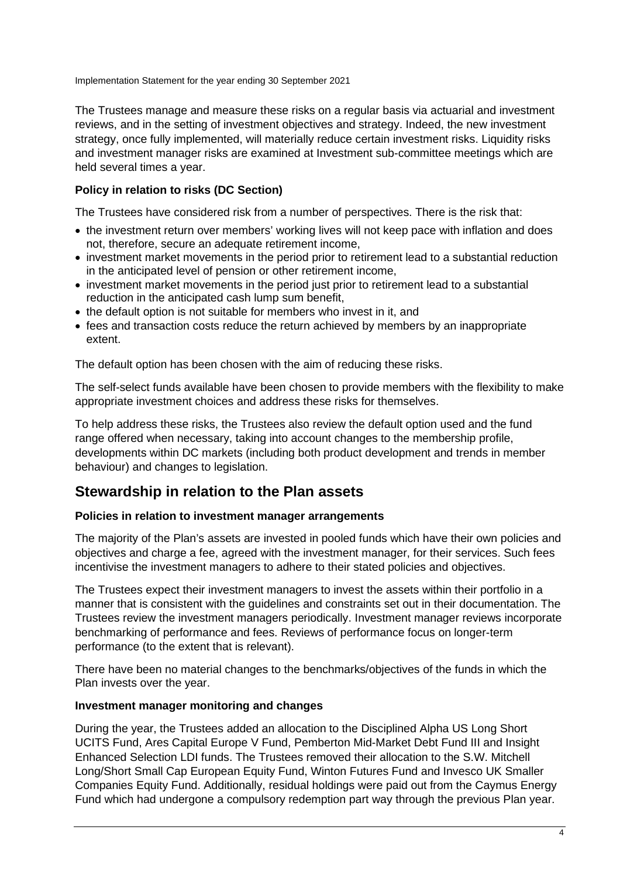The Trustees manage and measure these risks on a regular basis via actuarial and investment reviews, and in the setting of investment objectives and strategy. Indeed, the new investment strategy, once fully implemented, will materially reduce certain investment risks. Liquidity risks and investment manager risks are examined at Investment sub-committee meetings which are held several times a year.

### Policy in relation to risks (DC Section)

The Trustees have considered risk from a number of perspectives. There is the risk that:

- the investment return over members' working lives will not keep pace with inflation and does not, therefore, secure an adequate retirement income,
- investment market movements in the period prior to retirement lead to a substantial reduction in the anticipated level of pension or other retirement income,
- investment market movements in the period just prior to retirement lead to a substantial reduction in the anticipated cash lump sum benefit,
- the default option is not suitable for members who invest in it, and
- fees and transaction costs reduce the return achieved by members by an inappropriate extent.

The default option has been chosen with the aim of reducing these risks.

The self-select funds available have been chosen to provide members with the flexibility to make appropriate investment choices and address these risks for themselves.

To help address these risks, the Trustees also review the default option used and the fund range offered when necessary, taking into account changes to the membership profile, developments within DC markets (including both product development and trends in member behaviour) and changes to legislation.

## Stewardship in relation to the Plan assets

### Policies in relation to investment manager arrangements

The majority of the Plan's assets are invested in pooled funds which have their own policies and objectives and charge a fee, agreed with the investment manager, for their services. Such fees incentivise the investment managers to adhere to their stated policies and objectives.

The Trustees expect their investment managers to invest the assets within their portfolio in a manner that is consistent with the guidelines and constraints set out in their documentation. The Trustees review the investment managers periodically. Investment manager reviews incorporate benchmarking of performance and fees. Reviews of performance focus on longer-term performance (to the extent that is relevant).

There have been no material changes to the benchmarks/objectives of the funds in which the Plan invests over the year.

### Investment manager monitoring and changes

During the year, the Trustees added an allocation to the Disciplined Alpha US Long Short UCITS Fund, Ares Capital Europe V Fund, Pemberton Mid-Market Debt Fund III and Insight Enhanced Selection LDI funds. The Trustees removed their allocation to the S.W. Mitchell Long/Short Small Cap European Equity Fund, Winton Futures Fund and Invesco UK Smaller Companies Equity Fund. Additionally, residual holdings were paid out from the Caymus Energy Fund which had undergone a compulsory redemption part way through the previous Plan year.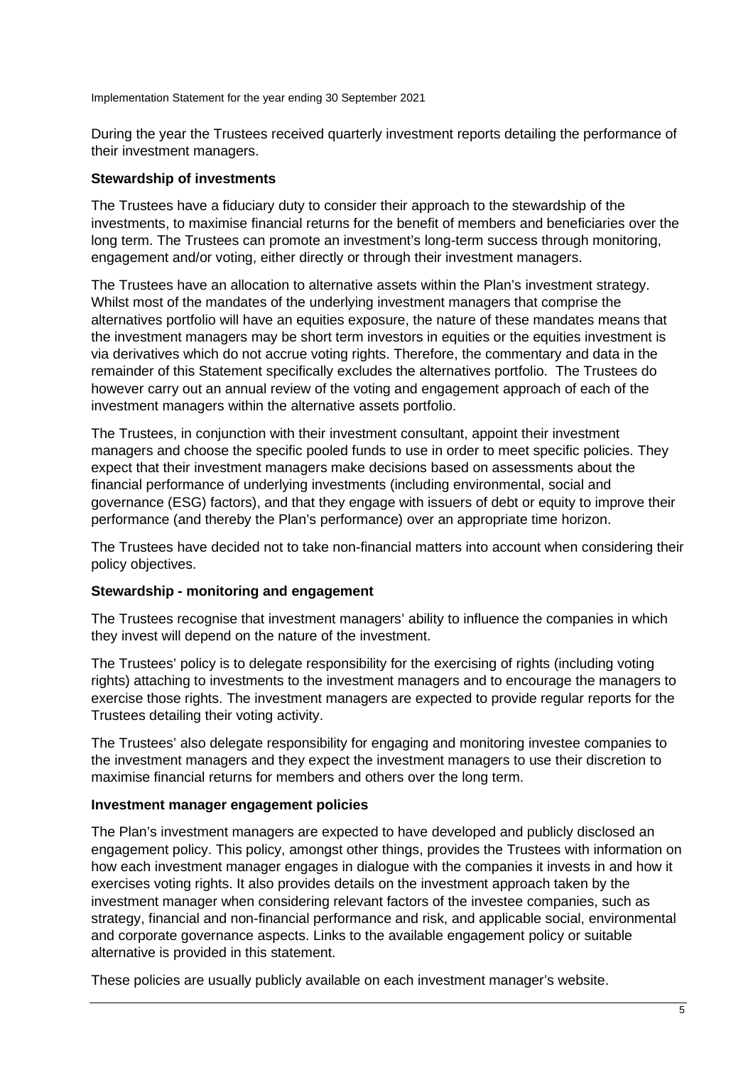During the year the Trustees received quarterly investment reports detailing the performance of their investment managers.

**Stewardship of investments**

The Trustees have a fiduciary duty to consider their approach to the stewardship of the investments, to maximise financial returns for the benefit of members and beneficiaries over the long term. The Trustees can promote an investment's long-term success through monitoring, engagement and/or voting, either directly or through their investment managers.

The Trustees have an allocation to alternative assets within the Plan's investment strategy. Whilst most of the mandates of the underlying investment managers that comprise the alternatives portfolio will have an equities exposure, the nature of these mandates means that the investment managers may be short term investors in equities or the equities investment is via derivatives which do not accrue voting rights. Therefore, the commentary and data in the remainder of this Statement specifically excludes the alternatives portfolio. The Trustees do however carry out an annual review of the voting and engagement approach of each of the investment managers within the alternative assets portfolio.

The Trustees, in conjunction with their investment consultant, appoint their investment managers and choose the specific pooled funds to use in order to meet specific policies. They expect that their investment managers make decisions based on assessments about the financial performance of underlying investments (including environmental, social and governance (ESG) factors), and that they engage with issuers of debt or equity to improve their performance (and thereby the Plan's performance) over an appropriate time horizon.

The Trustees have decided not to take non-financial matters into account when considering their policy objectives.

**Stewardship - monitoring and engagement**

The Trustees recognise that investment managers' ability to influence the companies in which they invest will depend on the nature of the investment.

The Trustees' policy is to delegate responsibility for the exercising of rights (including voting rights) attaching to investments to the investment managers and to encourage the managers to exercise those rights. The investment managers are expected to provide regular reports for the Trustees detailing their voting activity.

The Trustees' also delegate responsibility for engaging and monitoring investee companies to the investment managers and they expect the investment managers to use their discretion to maximise financial returns for members and others over the long term.

**Investment manager engagement policies**

The Plan's investment managers are expected to have developed and publicly disclosed an engagement policy. This policy, amongst other things, provides the Trustees with information on how each investment manager engages in dialogue with the companies it invests in and how it exercises voting rights. It also provides details on the investment approach taken by the investment manager when considering relevant factors of the investee companies, such as strategy, financial and non-financial performance and risk, and applicable social, environmental and corporate governance aspects. Links to the available engagement policy or suitable alternative is provided in this statement.

These policies are usually publicly available on each investment manager's website.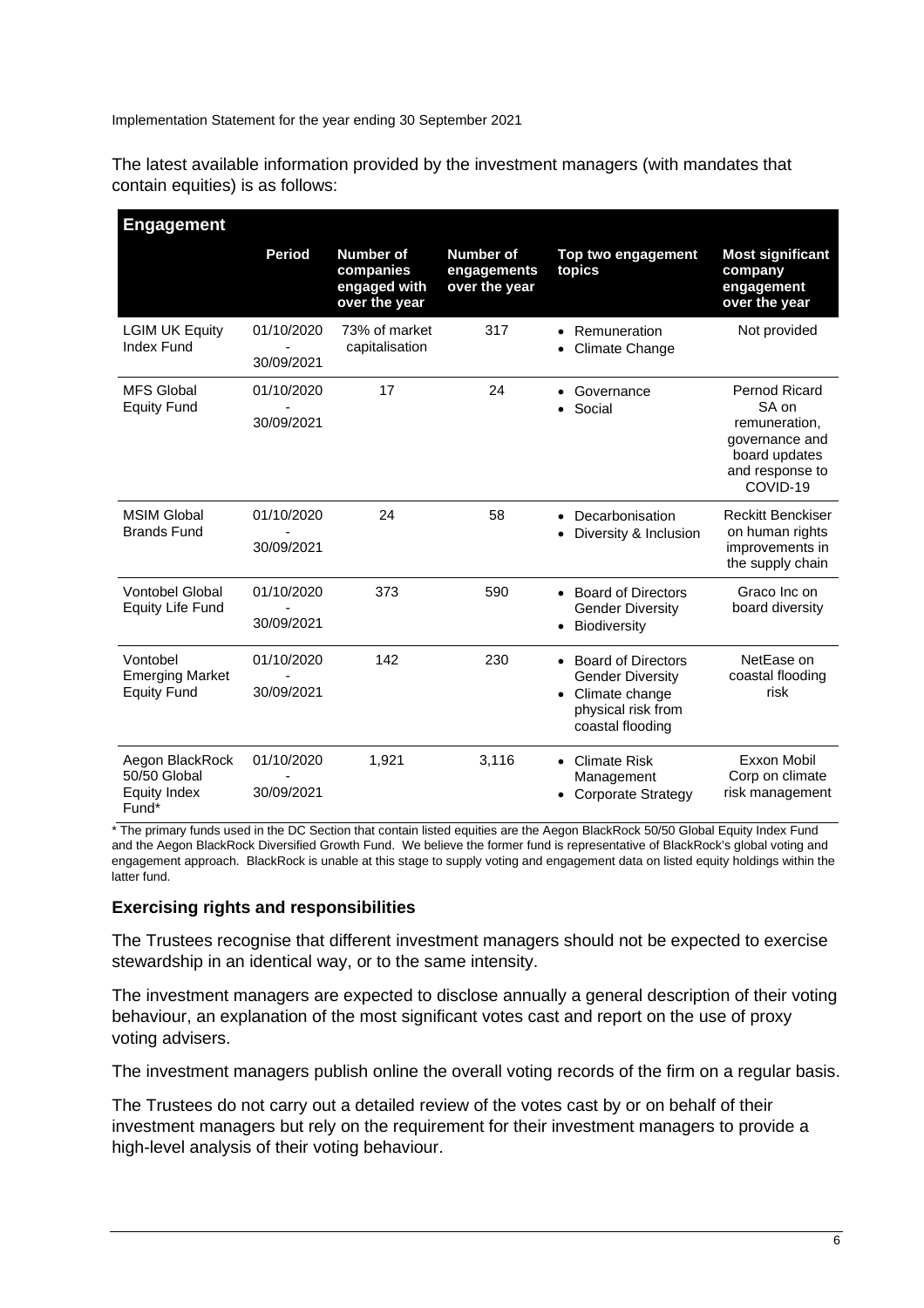The latest available information provided by the investment managers (with mandates that contain equities) is as follows:

| Engagement | Period | Number of companies engaged with over the year | Number of engagements over the year | Top two engagement topics | Most significant company engagement over the year |
|---|---|---|---|---|---|
| LGIM UK Equity Index Fund | 01/10/2020 - 30/09/2021 | 73% of market capitalisation | 317 | • Remuneration • Climate Change | Not provided |
| MFS Global Equity Fund | 01/10/2020 - 30/09/2021 | 17 | 24 | • Governance • Social | Pernod Ricard SA on remuneration, governance and board updates and response to COVID-19 |
| MSIM Global Brands Fund | 01/10/2020 - 30/09/2021 | 24 | 58 | • Decarbonisation • Diversity & Inclusion | Reckitt Benckiser on human rights improvements in the supply chain |
| Vontobel Global Equity Life Fund | 01/10/2020 - 30/09/2021 | 373 | 590 | • Board of Directors Gender Diversity • Biodiversity | Graco Inc on board diversity |
| Vontobel Emerging Market Equity Fund | 01/10/2020 - 30/09/2021 | 142 | 230 | • Board of Directors Gender Diversity • Climate change physical risk from coastal flooding | NetEase on coastal flooding risk |
| Aegon BlackRock 50/50 Global Equity Index Fund* | 01/10/2020 - 30/09/2021 | 1,921 | 3,116 | • Climate Risk Management • Corporate Strategy | Exxon Mobil Corp on climate risk management |

* The primary funds used in the DC Section that contain listed equities are the Aegon BlackRock 50/50 Global Equity Index Fund and the Aegon BlackRock Diversified Growth Fund. We believe the former fund is representative of BlackRock's global voting and engagement approach. BlackRock is unable at this stage to supply voting and engagement data on listed equity holdings within the latter fund.

### Exercising rights and responsibilities

The Trustees recognise that different investment managers should not be expected to exercise stewardship in an identical way, or to the same intensity.

The investment managers are expected to disclose annually a general description of their voting behaviour, an explanation of the most significant votes cast and report on the use of proxy voting advisers.

The investment managers publish online the overall voting records of the firm on a regular basis.

The Trustees do not carry out a detailed review of the votes cast by or on behalf of their investment managers but rely on the requirement for their investment managers to provide a high-level analysis of their voting behaviour.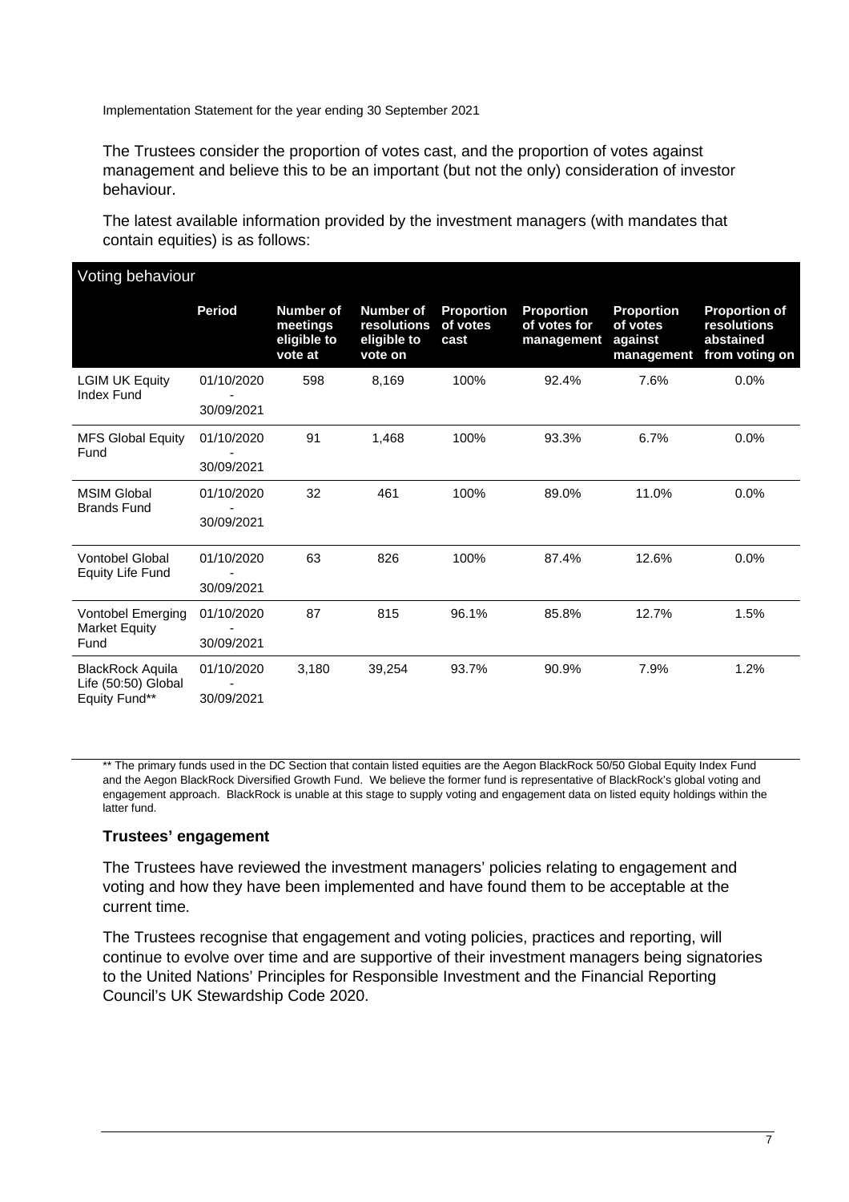The Trustees consider the proportion of votes cast, and the proportion of votes against management and believe this to be an important (but not the only) consideration of investor behaviour.

The latest available information provided by the investment managers (with mandates that contain equities) is as follows:

| Voting behaviour | | | | | | | |
|---|---|---|---|---|---|---|---|
| | **Period** | **Number of meetings eligible to vote at** | **Number of resolutions eligible to vote on** | **Proportion of votes cast** | **Proportion of votes for management** | **Proportion of votes against management** | **Proportion of resolutions abstained from voting on** |
| LGIM UK Equity Index Fund | 01/10/2020 - 30/09/2021 | 598 | 8,169 | 100% | 92.4% | 7.6% | 0.0% |
| MFS Global Equity Fund | 01/10/2020 - 30/09/2021 | 91 | 1,468 | 100% | 93.3% | 6.7% | 0.0% |
| MSIM Global Brands Fund | 01/10/2020 - 30/09/2021 | 32 | 461 | 100% | 89.0% | 11.0% | 0.0% |
| Vontobel Global Equity Life Fund | 01/10/2020 - 30/09/2021 | 63 | 826 | 100% | 87.4% | 12.6% | 0.0% |
| Vontobel Emerging Market Equity Fund | 01/10/2020 - 30/09/2021 | 87 | 815 | 96.1% | 85.8% | 12.7% | 1.5% |
| BlackRock Aquila Life (50:50) Global Equity Fund** | 01/10/2020 - 30/09/2021 | 3,180 | 39,254 | 93.7% | 90.9% | 7.9% | 1.2% |

** The primary funds used in the DC Section that contain listed equities are the Aegon BlackRock 50/50 Global Equity Index Fund and the Aegon BlackRock Diversified Growth Fund. We believe the former fund is representative of BlackRock's global voting and engagement approach. BlackRock is unable at this stage to supply voting and engagement data on listed equity holdings within the latter fund.

### Trustees' engagement

The Trustees have reviewed the investment managers' policies relating to engagement and voting and how they have been implemented and have found them to be acceptable at the current time.

The Trustees recognise that engagement and voting policies, practices and reporting, will continue to evolve over time and are supportive of their investment managers being signatories to the United Nations' Principles for Responsible Investment and the Financial Reporting Council's UK Stewardship Code 2020.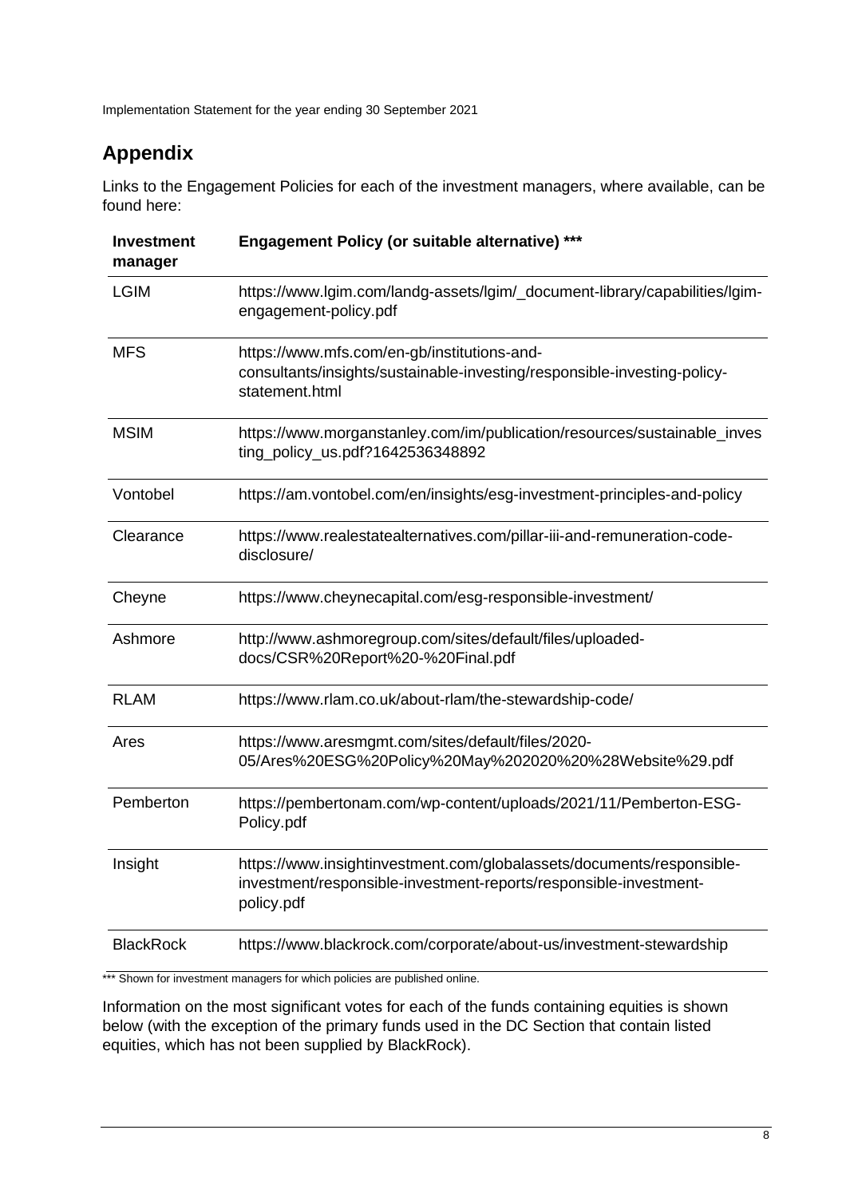## Appendix

Links to the Engagement Policies for each of the investment managers, where available, can be found here:

| Investment manager | Engagement Policy (or suitable alternative) *** |
| --- | --- |
| LGIM | https://www.lgim.com/landg-assets/lgim/_document-library/capabilities/lgim-engagement-policy.pdf |
| MFS | https://www.mfs.com/en-gb/institutions-and-consultants/insights/sustainable-investing/responsible-investing-policy-statement.html |
| MSIM | https://www.morganstanley.com/im/publication/resources/sustainable_investing_policy_us.pdf?1642536348892 |
| Vontobel | https://am.vontobel.com/en/insights/esg-investment-principles-and-policy |
| Clearance | https://www.realestatealternatives.com/pillar-iii-and-remuneration-code-disclosure/ |
| Cheyne | https://www.cheynecapital.com/esg-responsible-investment/ |
| Ashmore | http://www.ashmoregroup.com/sites/default/files/uploaded-docs/CSR%20Report%20-%20Final.pdf |
| RLAM | https://www.rlam.co.uk/about-rlam/the-stewardship-code/ |
| Ares | https://www.aresmgmt.com/sites/default/files/2020-05/Ares%20ESG%20Policy%20May%202020%20%28Website%29.pdf |
| Pemberton | https://pembertonam.com/wp-content/uploads/2021/11/Pemberton-ESG-Policy.pdf |
| Insight | https://www.insightinvestment.com/globalassets/documents/responsible-investment/responsible-investment-reports/responsible-investment-policy.pdf |
| BlackRock | https://www.blackrock.com/corporate/about-us/investment-stewardship |

*** Shown for investment managers for which policies are published online.

Information on the most significant votes for each of the funds containing equities is shown below (with the exception of the primary funds used in the DC Section that contain listed equities, which has not been supplied by BlackRock).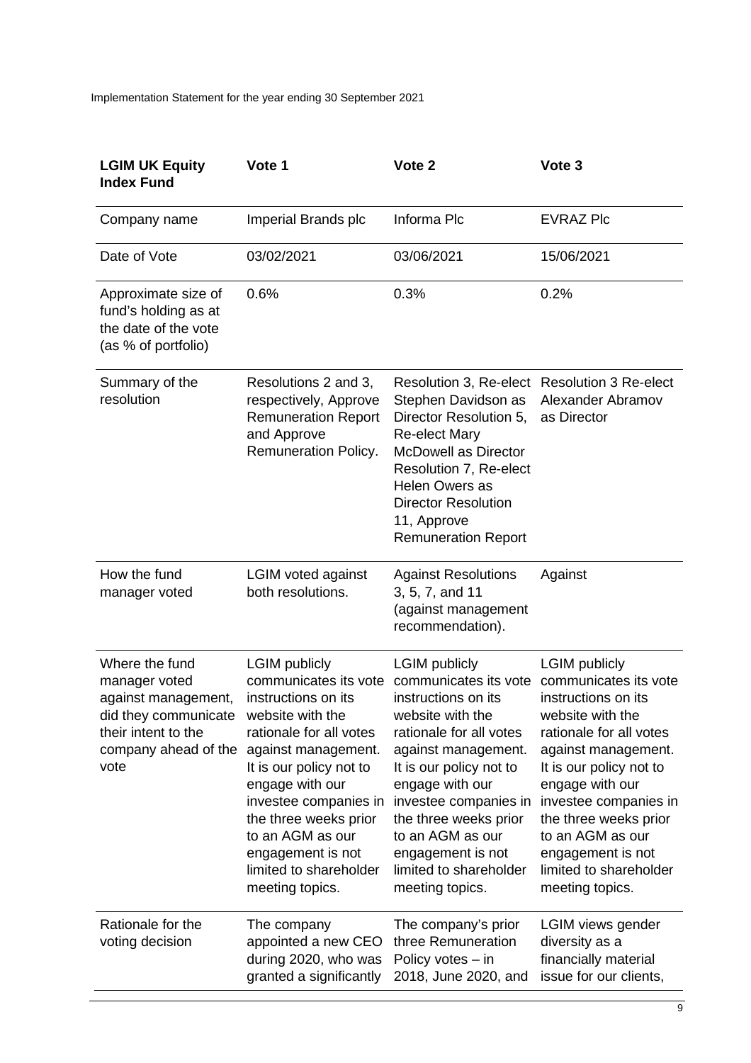| LGIM UK Equity Index Fund | Vote 1 | Vote 2 | Vote 3 |
|---|---|---|---|
| Company name | Imperial Brands plc | Informa Plc | EVRAZ Plc |
| Date of Vote | 03/02/2021 | 03/06/2021 | 15/06/2021 |
| Approximate size of fund's holding as at the date of the vote (as % of portfolio) | 0.6% | 0.3% | 0.2% |
| Summary of the resolution | Resolutions 2 and 3, respectively, Approve Remuneration Report and Approve Remuneration Policy. | Resolution 3, Re-elect Stephen Davidson as Director Resolution 5, Re-elect Mary McDowell as Director Resolution 7, Re-elect Helen Owers as Director Resolution 11, Approve Remuneration Report | Resolution 3 Re-elect Alexander Abramov as Director |
| How the fund manager voted | LGIM voted against both resolutions. | Against Resolutions 3, 5, 7, and 11 (against management recommendation). | Against |
| Where the fund manager voted against management, did they communicate their intent to the company ahead of the vote | LGIM publicly communicates its vote instructions on its website with the rationale for all votes against management. It is our policy not to engage with our investee companies in the three weeks prior to an AGM as our engagement is not limited to shareholder meeting topics. | LGIM publicly communicates its vote instructions on its website with the rationale for all votes against management. It is our policy not to engage with our investee companies in the three weeks prior to an AGM as our engagement is not limited to shareholder meeting topics. | LGIM publicly communicates its vote instructions on its website with the rationale for all votes against management. It is our policy not to engage with our investee companies in the three weeks prior to an AGM as our engagement is not limited to shareholder meeting topics. |
| Rationale for the voting decision | The company appointed a new CEO during 2020, who was granted a significantly | The company's prior three Remuneration Policy votes – in 2018, June 2020, and | LGIM views gender diversity as a financially material issue for our clients, |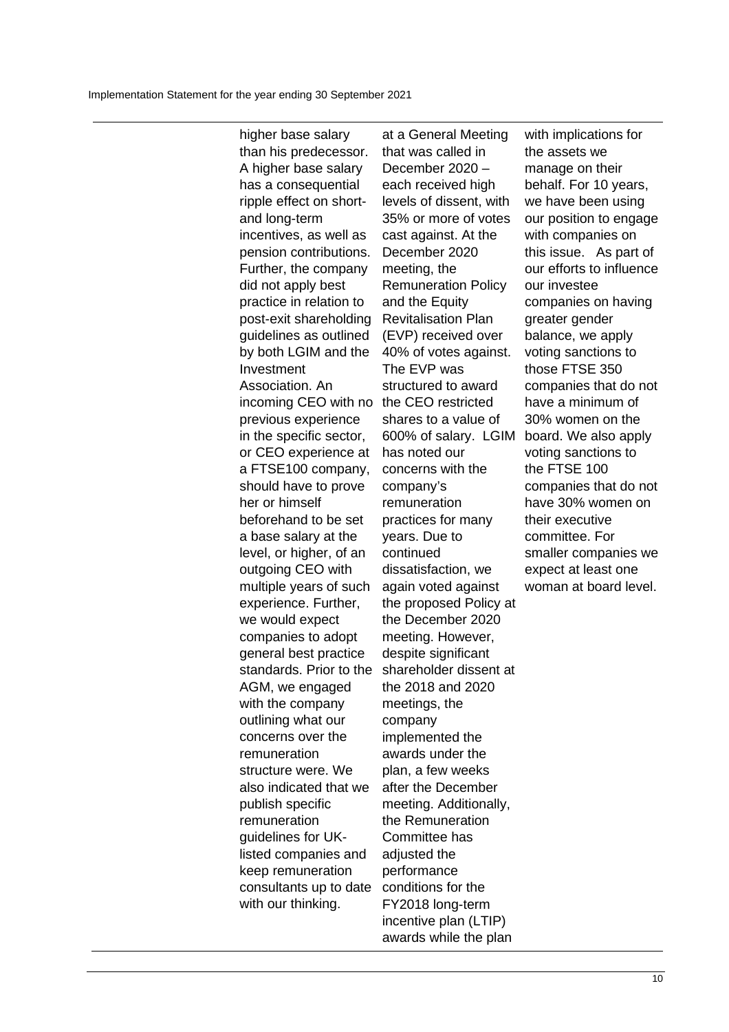| | | | |
|---|---|---|---|
| | higher base salary than his predecessor. A higher base salary has a consequential ripple effect on short- and long-term incentives, as well as pension contributions. Further, the company did not apply best practice in relation to post-exit shareholding guidelines as outlined by both LGIM and the Investment Association. An incoming CEO with no previous experience in the specific sector, or CEO experience at a FTSE100 company, should have to prove her or himself beforehand to be set a base salary at the level, or higher, of an outgoing CEO with multiple years of such experience. Further, we would expect companies to adopt general best practice standards. Prior to the AGM, we engaged with the company outlining what our concerns over the remuneration structure were. We also indicated that we publish specific remuneration guidelines for UK-listed companies and keep remuneration consultants up to date with our thinking. | at a General Meeting that was called in December 2020 – each received high levels of dissent, with 35% or more of votes cast against. At the December 2020 meeting, the Remuneration Policy and the Equity Revitalisation Plan (EVP) received over 40% of votes against. The EVP was structured to award the CEO restricted shares to a value of 600% of salary. LGIM has noted our concerns with the company's remuneration practices for many years. Due to continued dissatisfaction, we again voted against the proposed Policy at the December 2020 meeting. However, despite significant shareholder dissent at the 2018 and 2020 meetings, the company implemented the awards under the plan, a few weeks after the December meeting. Additionally, the Remuneration Committee has adjusted the performance conditions for the FY2018 long-term incentive plan (LTIP) awards while the plan | with implications for the assets we manage on their behalf. For 10 years, we have been using our position to engage with companies on this issue. As part of our efforts to influence our investee companies on having greater gender balance, we apply voting sanctions to those FTSE 350 companies that do not have a minimum of 30% women on the board. We also apply voting sanctions to the FTSE 100 companies that do not have 30% women on their executive committee. For smaller companies we expect at least one woman at board level. |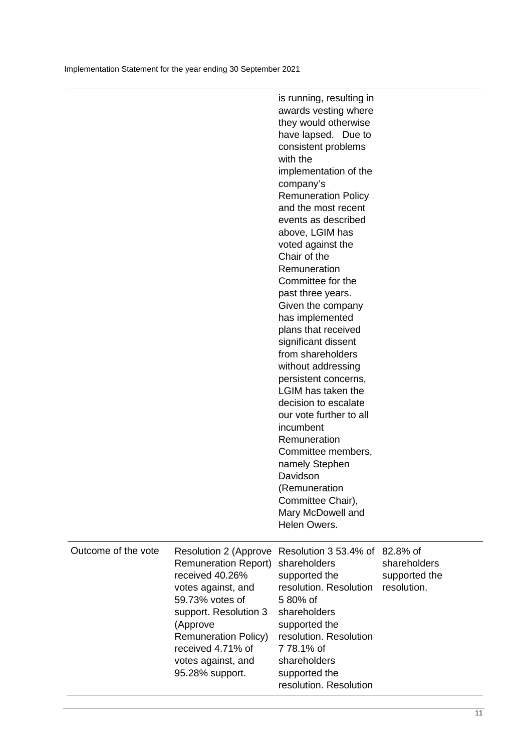|  |  | is running, resulting in awards vesting where they would otherwise have lapsed. Due to consistent problems with the implementation of the company's Remuneration Policy and the most recent events as described above, LGIM has voted against the Chair of the Remuneration Committee for the past three years. Given the company has implemented plans that received significant dissent from shareholders without addressing persistent concerns, LGIM has taken the decision to escalate our vote further to all incumbent Remuneration Committee members, namely Stephen Davidson (Remuneration Committee Chair), Mary McDowell and Helen Owers. |  |
|---|---|---|---|
| Outcome of the vote | Resolution 2 (Approve Remuneration Report) received 40.26% votes against, and 59.73% votes of support. Resolution 3 (Approve Remuneration Policy) received 4.71% of votes against, and 95.28% support. | Resolution 3 53.4% of shareholders supported the resolution. Resolution 5 80% of shareholders supported the resolution. Resolution 7 78.1% of shareholders supported the resolution. Resolution | 82.8% of shareholders supported the resolution. |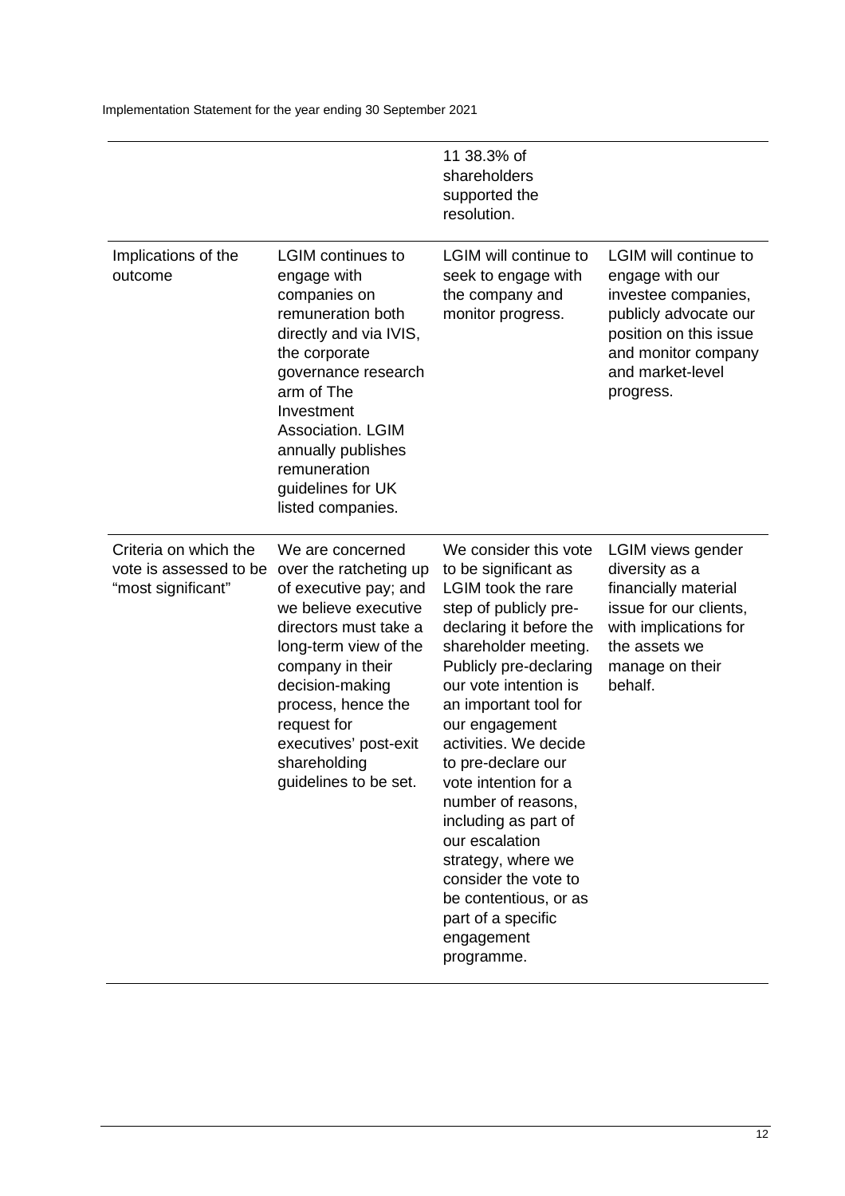| | | | |
|---|---|---|---|
| | | 11 38.3% of shareholders supported the resolution. | |
| Implications of the outcome | LGIM continues to engage with companies on remuneration both directly and via IVIS, the corporate governance research arm of The Investment Association. LGIM annually publishes remuneration guidelines for UK listed companies. | LGIM will continue to seek to engage with the company and monitor progress. | LGIM will continue to engage with our investee companies, publicly advocate our position on this issue and monitor company and market-level progress. |
| Criteria on which the vote is assessed to be "most significant" | We are concerned over the ratcheting up of executive pay; and we believe executive directors must take a long-term view of the company in their decision-making process, hence the request for executives' post-exit shareholding guidelines to be set. | We consider this vote to be significant as LGIM took the rare step of publicly pre-declaring it before the shareholder meeting. Publicly pre-declaring our vote intention is an important tool for our engagement activities. We decide to pre-declare our vote intention for a number of reasons, including as part of our escalation strategy, where we consider the vote to be contentious, or as part of a specific engagement programme. | LGIM views gender diversity as a financially material issue for our clients, with implications for the assets we manage on their behalf. |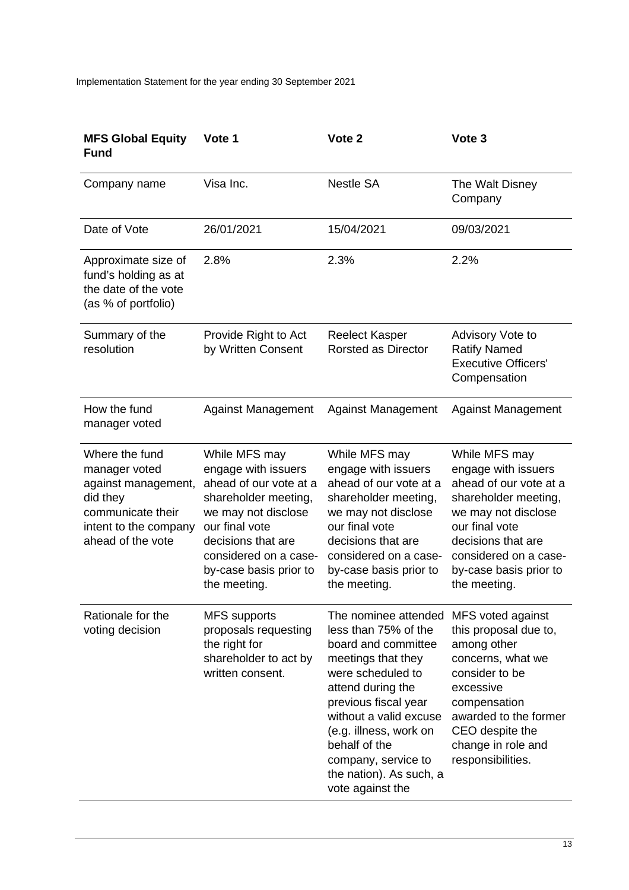| MFS Global Equity Fund | Vote 1 | Vote 2 | Vote 3 |
|---|---|---|---|
| Company name | Visa Inc. | Nestle SA | The Walt Disney Company |
| Date of Vote | 26/01/2021 | 15/04/2021 | 09/03/2021 |
| Approximate size of fund's holding as at the date of the vote (as % of portfolio) | 2.8% | 2.3% | 2.2% |
| Summary of the resolution | Provide Right to Act by Written Consent | Reelect Kasper Rorsted as Director | Advisory Vote to Ratify Named Executive Officers' Compensation |
| How the fund manager voted | Against Management | Against Management | Against Management |
| Where the fund manager voted against management, did they communicate their intent to the company ahead of the vote | While MFS may engage with issuers ahead of our vote at a shareholder meeting, we may not disclose our final vote decisions that are considered on a case-by-case basis prior to the meeting. | While MFS may engage with issuers ahead of our vote at a shareholder meeting, we may not disclose our final vote decisions that are considered on a case-by-case basis prior to the meeting. | While MFS may engage with issuers ahead of our vote at a shareholder meeting, we may not disclose our final vote decisions that are considered on a case-by-case basis prior to the meeting. |
| Rationale for the voting decision | MFS supports proposals requesting the right for shareholder to act by written consent. | The nominee attended less than 75% of the board and committee meetings that they were scheduled to attend during the previous fiscal year without a valid excuse (e.g. illness, work on behalf of the company, service to the nation). As such, a vote against the | MFS voted against this proposal due to, among other concerns, what we consider to be excessive compensation awarded to the former CEO despite the change in role and responsibilities. |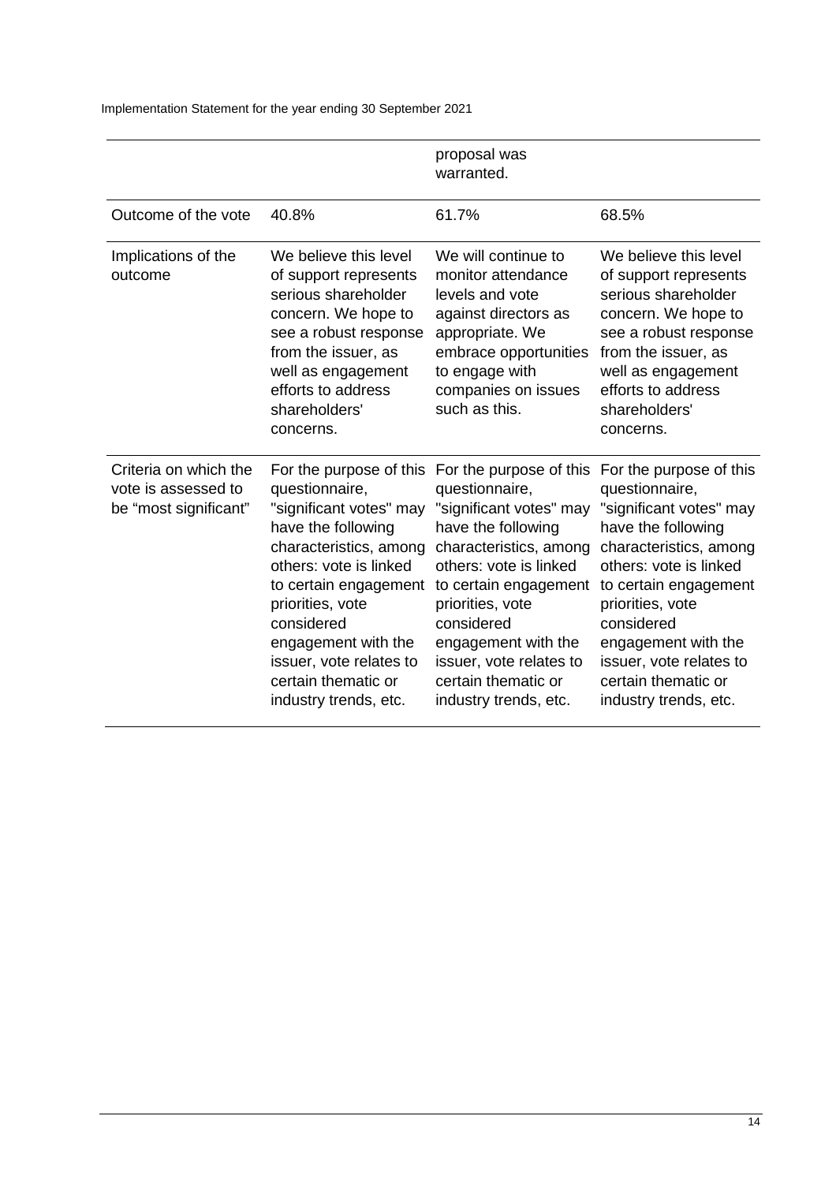| | | | |
|---|---|---|---|
| | | proposal was warranted. | |
| Outcome of the vote | 40.8% | 61.7% | 68.5% |
| Implications of the outcome | We believe this level of support represents serious shareholder concern. We hope to see a robust response from the issuer, as well as engagement efforts to address shareholders' concerns. | We will continue to monitor attendance levels and vote against directors as appropriate. We embrace opportunities to engage with companies on issues such as this. | We believe this level of support represents serious shareholder concern. We hope to see a robust response from the issuer, as well as engagement efforts to address shareholders' concerns. |
| Criteria on which the vote is assessed to be "most significant" | For the purpose of this questionnaire, "significant votes" may have the following characteristics, among others: vote is linked to certain engagement priorities, vote considered engagement with the issuer, vote relates to certain thematic or industry trends, etc. | For the purpose of this questionnaire, "significant votes" may have the following characteristics, among others: vote is linked to certain engagement priorities, vote considered engagement with the issuer, vote relates to certain thematic or industry trends, etc. | For the purpose of this questionnaire, "significant votes" may have the following characteristics, among others: vote is linked to certain engagement priorities, vote considered engagement with the issuer, vote relates to certain thematic or industry trends, etc. |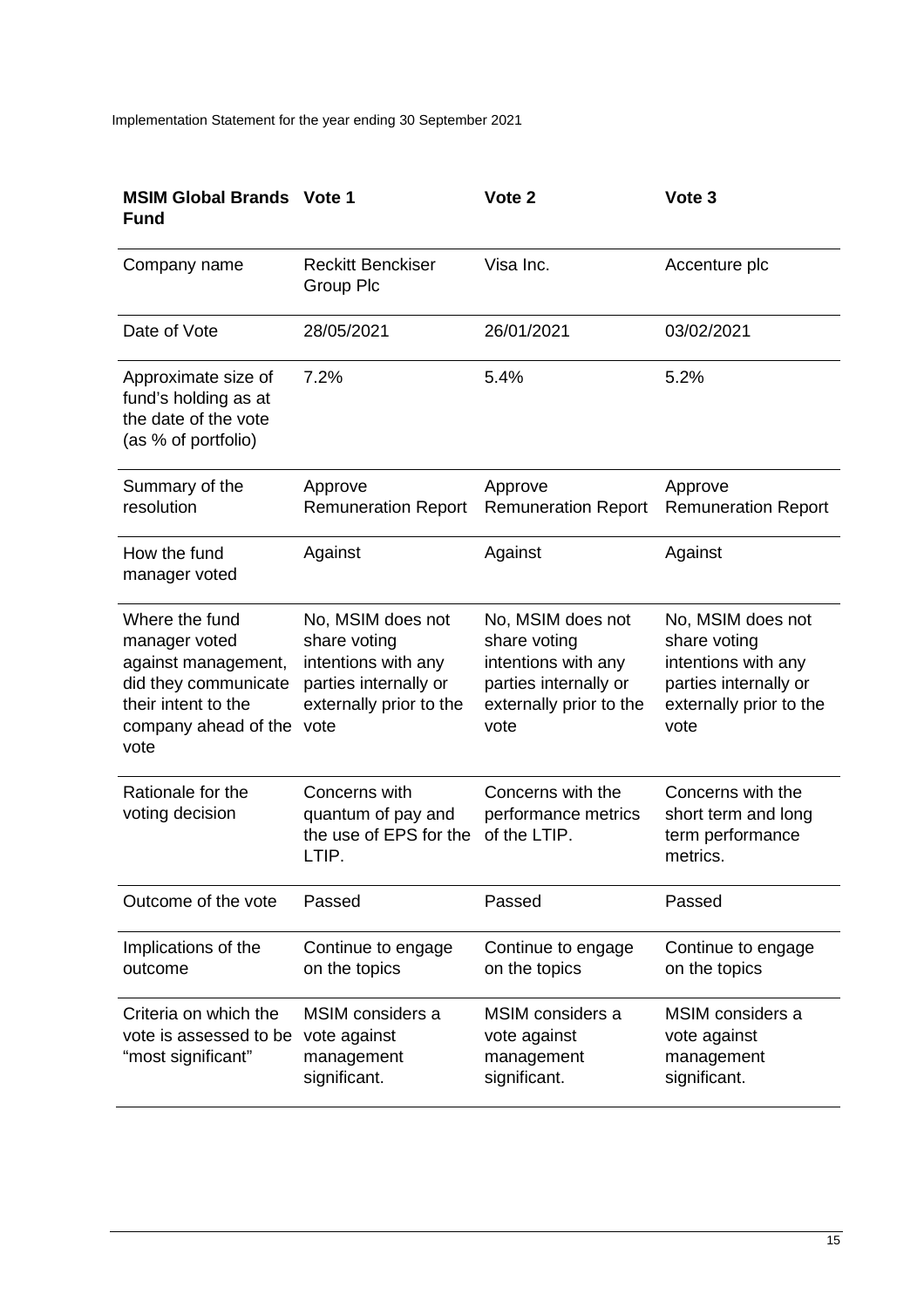| MSIM Global Brands Fund | Vote 1 | Vote 2 | Vote 3 |
|---|---|---|---|
| Company name | Reckitt Benckiser Group Plc | Visa Inc. | Accenture plc |
| Date of Vote | 28/05/2021 | 26/01/2021 | 03/02/2021 |
| Approximate size of fund's holding as at the date of the vote (as % of portfolio) | 7.2% | 5.4% | 5.2% |
| Summary of the resolution | Approve Remuneration Report | Approve Remuneration Report | Approve Remuneration Report |
| How the fund manager voted | Against | Against | Against |
| Where the fund manager voted against management, did they communicate their intent to the company ahead of the vote | No, MSIM does not share voting intentions with any parties internally or externally prior to the vote | No, MSIM does not share voting intentions with any parties internally or externally prior to the vote | No, MSIM does not share voting intentions with any parties internally or externally prior to the vote |
| Rationale for the voting decision | Concerns with quantum of pay and the use of EPS for the LTIP. | Concerns with the performance metrics of the LTIP. | Concerns with the short term and long term performance metrics. |
| Outcome of the vote | Passed | Passed | Passed |
| Implications of the outcome | Continue to engage on the topics | Continue to engage on the topics | Continue to engage on the topics |
| Criteria on which the vote is assessed to be "most significant" | MSIM considers a vote against management significant. | MSIM considers a vote against management significant. | MSIM considers a vote against management significant. |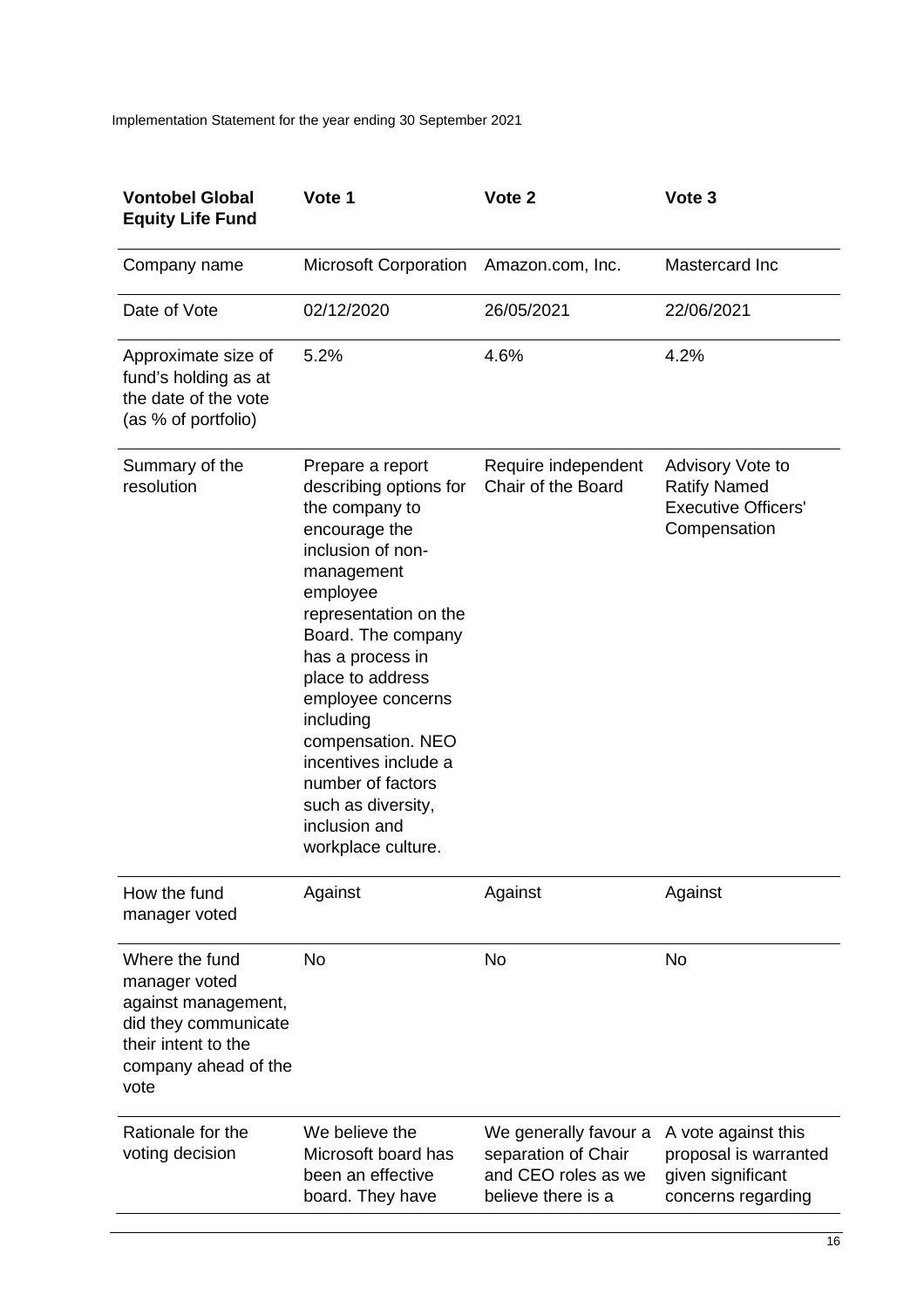Implementation Statement for the year ending 30 September 2021

| Vontobel Global Equity Life Fund | Vote 1 | Vote 2 | Vote 3 |
|---|---|---|---|
| Company name | Microsoft Corporation | Amazon.com, Inc. | Mastercard Inc |
| Date of Vote | 02/12/2020 | 26/05/2021 | 22/06/2021 |
| Approximate size of fund's holding as at the date of the vote (as % of portfolio) | 5.2% | 4.6% | 4.2% |
| Summary of the resolution | Prepare a report describing options for the company to encourage the inclusion of non-management employee representation on the Board. The company has a process in place to address employee concerns including compensation. NEO incentives include a number of factors such as diversity, inclusion and workplace culture. | Require independent Chair of the Board | Advisory Vote to Ratify Named Executive Officers' Compensation |
| How the fund manager voted | Against | Against | Against |
| Where the fund manager voted against management, did they communicate their intent to the company ahead of the vote | No | No | No |
| Rationale for the voting decision | We believe the Microsoft board has been an effective board. They have | We generally favour a separation of Chair and CEO roles as we believe there is a | A vote against this proposal is warranted given significant concerns regarding |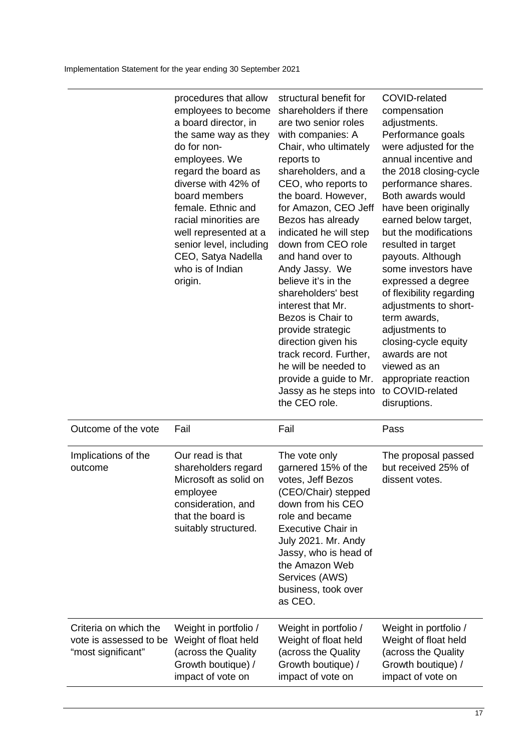| | | | |
|---|---|---|---|
| | procedures that allow employees to become a board director, in the same way as they do for non-employees. We regard the board as diverse with 42% of board members female. Ethnic and racial minorities are well represented at a senior level, including CEO, Satya Nadella who is of Indian origin. | structural benefit for shareholders if there are two senior roles with companies: A Chair, who ultimately reports to shareholders, and a CEO, who reports to the board. However, for Amazon, CEO Jeff Bezos has already indicated he will step down from CEO role and hand over to Andy Jassy. We believe it's in the shareholders' best interest that Mr. Bezos is Chair to provide strategic direction given his track record. Further, he will be needed to provide a guide to Mr. Jassy as he steps into the CEO role. | COVID-related compensation adjustments. Performance goals were adjusted for the annual incentive and the 2018 closing-cycle performance shares. Both awards would have been originally earned below target, but the modifications resulted in target payouts. Although some investors have expressed a degree of flexibility regarding adjustments to short-term awards, adjustments to closing-cycle equity awards are not viewed as an appropriate reaction to COVID-related disruptions. |
| Outcome of the vote | Fail | Fail | Pass |
| Implications of the outcome | Our read is that shareholders regard Microsoft as solid on employee consideration, and that the board is suitably structured. | The vote only garnered 15% of the votes, Jeff Bezos (CEO/Chair) stepped down from his CEO role and became Executive Chair in July 2021. Mr. Andy Jassy, who is head of the Amazon Web Services (AWS) business, took over as CEO. | The proposal passed but received 25% of dissent votes. |
| Criteria on which the vote is assessed to be "most significant" | Weight in portfolio / Weight of float held (across the Quality Growth boutique) / impact of vote on | Weight in portfolio / Weight of float held (across the Quality Growth boutique) / impact of vote on | Weight in portfolio / Weight of float held (across the Quality Growth boutique) / impact of vote on |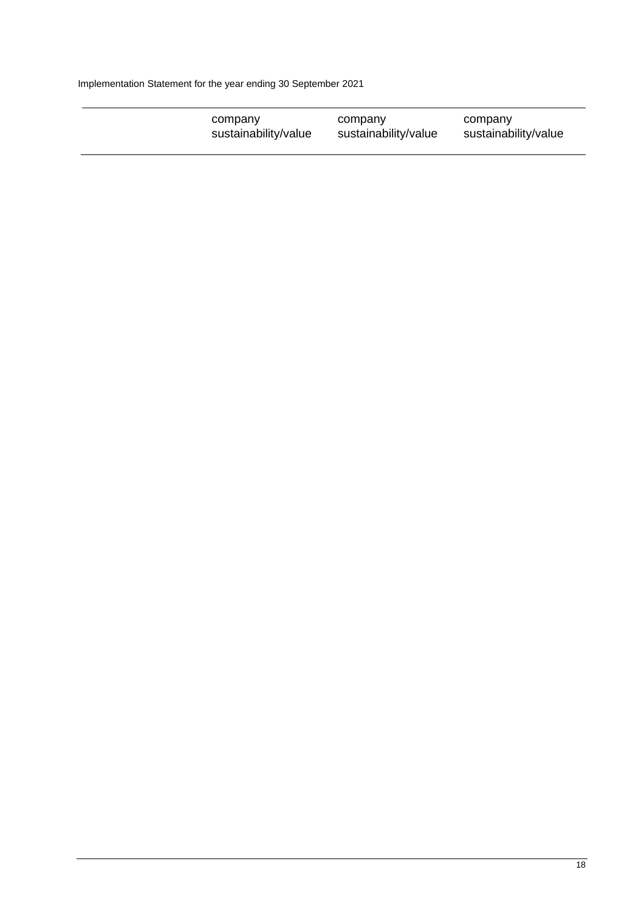| | | | |
|---|---|---|---|
| | company sustainability/value | company sustainability/value | company sustainability/value |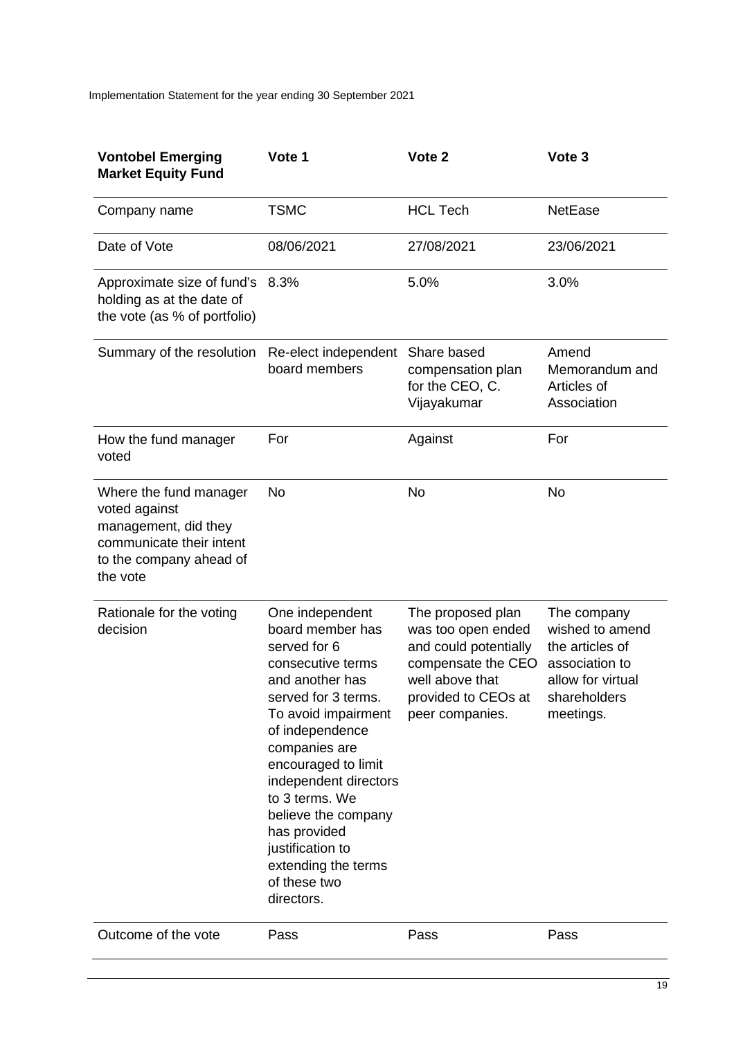| Vontobel Emerging Market Equity Fund | Vote 1 | Vote 2 | Vote 3 |
|---|---|---|---|
| Company name | TSMC | HCL Tech | NetEase |
| Date of Vote | 08/06/2021 | 27/08/2021 | 23/06/2021 |
| Approximate size of fund's holding as at the date of the vote (as % of portfolio) | 8.3% | 5.0% | 3.0% |
| Summary of the resolution | Re-elect independent board members | Share based compensation plan for the CEO, C. Vijayakumar | Amend Memorandum and Articles of Association |
| How the fund manager voted | For | Against | For |
| Where the fund manager voted against management, did they communicate their intent to the company ahead of the vote | No | No | No |
| Rationale for the voting decision | One independent board member has served for 6 consecutive terms and another has served for 3 terms. To avoid impairment of independence companies are encouraged to limit independent directors to 3 terms. We believe the company has provided justification to extending the terms of these two directors. | The proposed plan was too open ended and could potentially compensate the CEO well above that provided to CEOs at peer companies. | The company wished to amend the articles of association to allow for virtual shareholders meetings. |
| Outcome of the vote | Pass | Pass | Pass |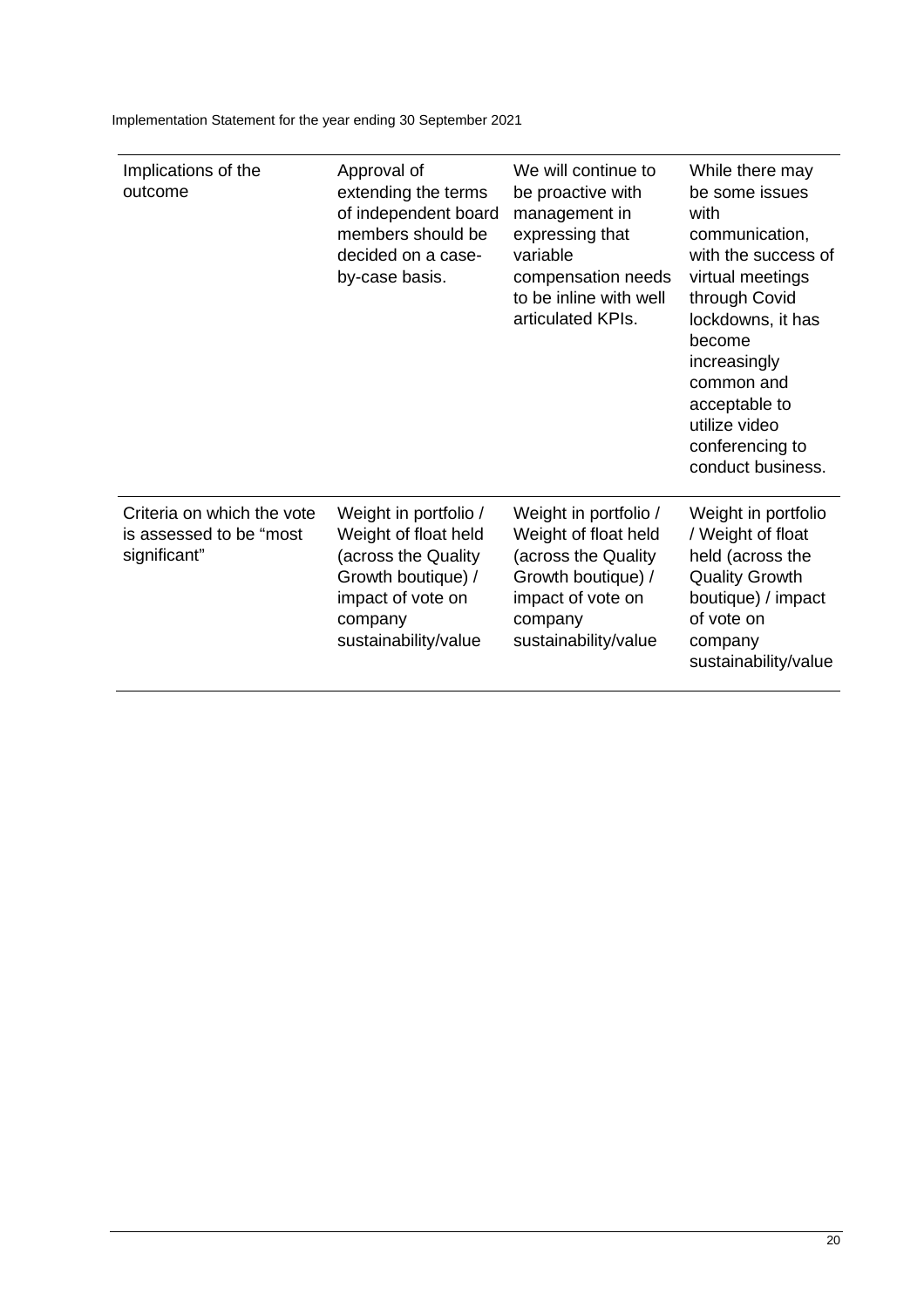| | | | |
|---|---|---|---|
| Implications of the outcome | Approval of extending the terms of independent board members should be decided on a case-by-case basis. | We will continue to be proactive with management in expressing that variable compensation needs to be inline with well articulated KPIs. | While there may be some issues with communication, with the success of virtual meetings through Covid lockdowns, it has become increasingly common and acceptable to utilize video conferencing to conduct business. |
| Criteria on which the vote is assessed to be "most significant" | Weight in portfolio / Weight of float held (across the Quality Growth boutique) / impact of vote on company sustainability/value | Weight in portfolio / Weight of float held (across the Quality Growth boutique) / impact of vote on company sustainability/value | Weight in portfolio / Weight of float held (across the Quality Growth boutique) / impact of vote on company sustainability/value |